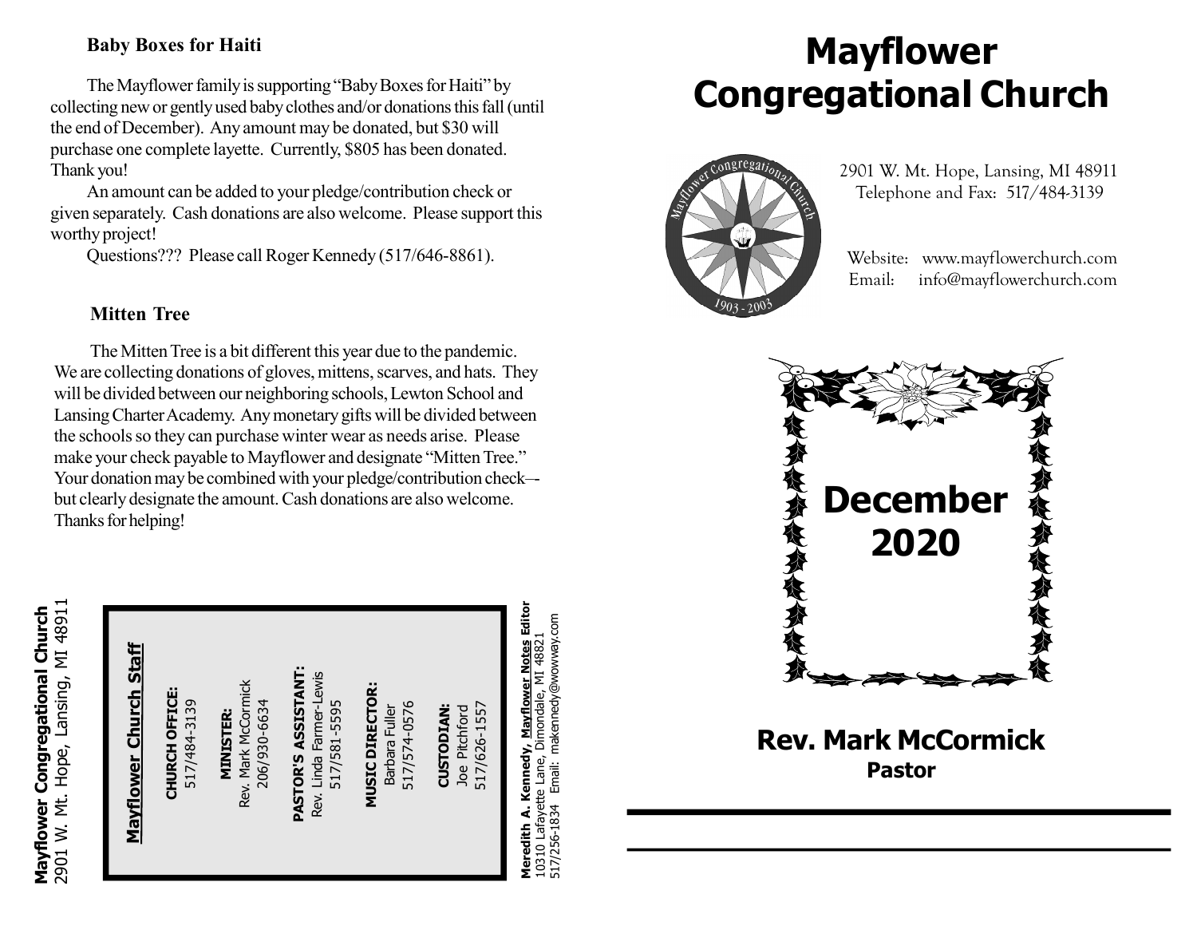**Baby Boxes for Haiti**

The Mayflower family is supporting "Baby Boxes for Haiti" by collecting new or gently used baby clothes and/or donations this fall (until the end of December). Any amount may be donated, but $30 will purchase one complete layette. Currently, $805 has been donated. Thank you!

An amount can be added to your pledge/contribution check or given separately. Cash donations are also welcome. Please support this worthy project!

Questions??? Please call Roger Kennedy (517/646-8861).

**Mitten Tree**

The Mitten Tree is a bit different this year due to the pandemic. We are collecting donations of gloves, mittens, scarves, and hats. They will be divided between our neighboring schools, Lewton School and Lansing Charter Academy. Any monetary gifts will be divided between the schools so they can purchase winter wear as needs arise. Please make your check payable to Mayflower and designate "Mitten Tree." Your donation may be combined with your pledge/contribution check–-but clearly designate the amount. Cash donations are also welcome. Thanks for helping!

**Mayflower Congregational Church**
2901 W. Mt. Hope, Lansing, MI 48911

**Mayflower Church Staff**

**CHURCH OFFICE:**
517/484-3139

**MINISTER:**
Rev. Mark McCormick
206/930-6634

**PASTOR'S ASSISTANT:**
Rev. Linda Farmer-Lewis
517/581-5595

**MUSIC DIRECTOR:**
Barbara Fuller
517/574-0576

**CUSTODIAN:**
Joe Pitchford
517/626-1557

**Meredith A. Kennedy, Mayflower Notes Editor**
10310 Lafayette Lane, Dimondale, MI 48821
517/256-1834 Email: makennedy@wowway.com

# Mayflower Congregational Church

2901 W. Mt. Hope, Lansing, MI 48911
Telephone and Fax: 517/484-3139

Website: www.mayflowerchurch.com
Email: info@mayflowerchurch.com

Mayflower Congregational Church
1903 - 2003

## December 2020

**Rev. Mark McCormick**
**Pastor**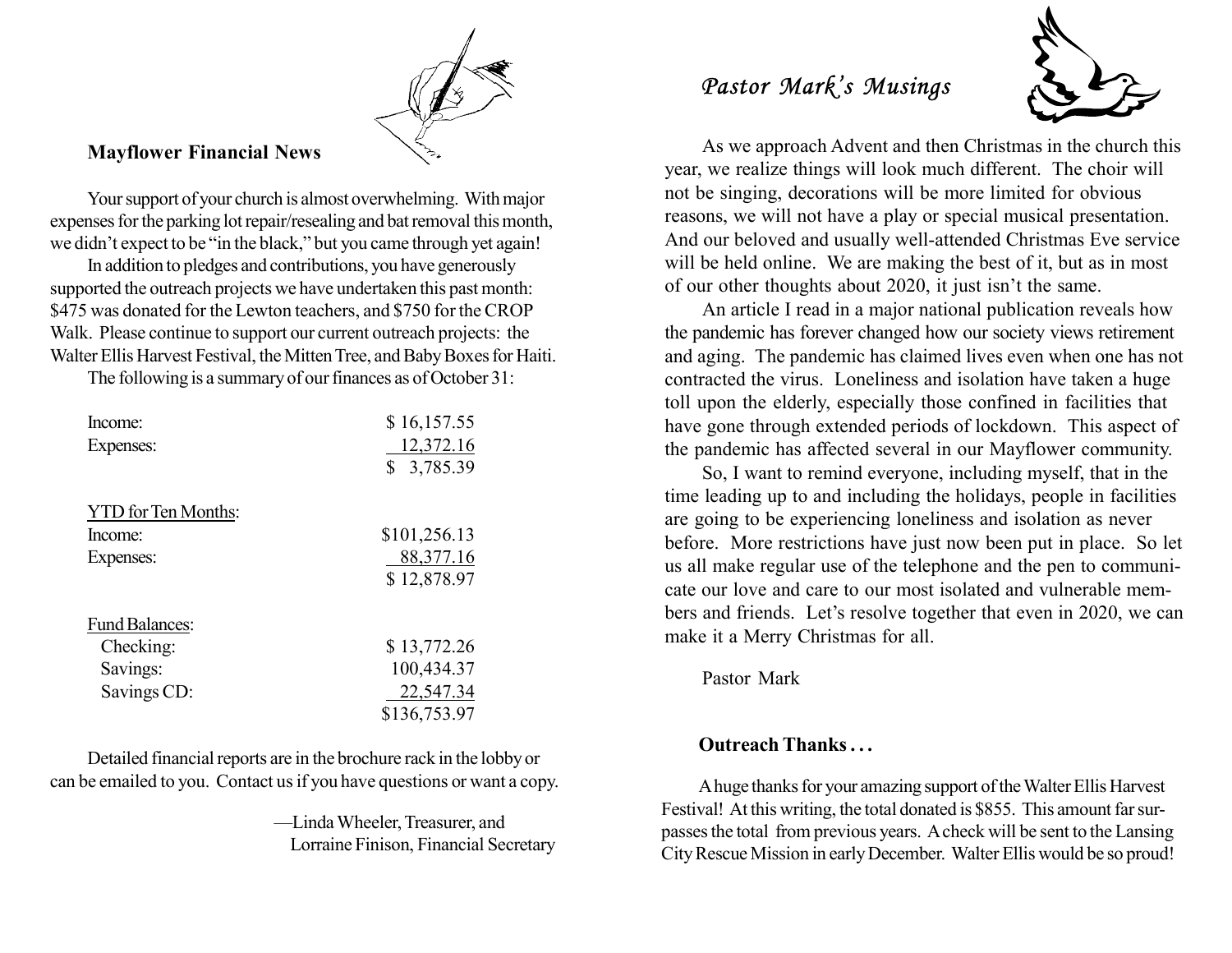## Mayflower Financial News

Your support of your church is almost overwhelming. With major expenses for the parking lot repair/resealing and bat removal this month, we didn't expect to be "in the black," but you came through yet again!

In addition to pledges and contributions, you have generously supported the outreach projects we have undertaken this past month: $475 was donated for the Lewton teachers, and $750 for the CROP Walk. Please continue to support our current outreach projects: the Walter Ellis Harvest Festival, the Mitten Tree, and Baby Boxes for Haiti.

The following is a summary of our finances as of October 31:

| | |
|---|---|
| Income: | $ 16,157.55 |
| Expenses: | 12,372.16 |
| | $ 3,785.39 |
| | |
| YTD for Ten Months: | |
| Income: | $101,256.13 |
| Expenses: | 88,377.16 |
| | $ 12,878.97 |
| | |
| Fund Balances: | |
| Checking: | $ 13,772.26 |
| Savings: | 100,434.37 |
| Savings CD: | 22,547.34 |
| | $136,753.97 |

Detailed financial reports are in the brochure rack in the lobby or can be emailed to you. Contact us if you have questions or want a copy.

—Linda Wheeler, Treasurer, and
Lorraine Finison, Financial Secretary

## *Pastor Mark's Musings*

As we approach Advent and then Christmas in the church this year, we realize things will look much different. The choir will not be singing, decorations will be more limited for obvious reasons, we will not have a play or special musical presentation. And our beloved and usually well-attended Christmas Eve service will be held online. We are making the best of it, but as in most of our other thoughts about 2020, it just isn't the same.

An article I read in a major national publication reveals how the pandemic has forever changed how our society views retirement and aging. The pandemic has claimed lives even when one has not contracted the virus. Loneliness and isolation have taken a huge toll upon the elderly, especially those confined in facilities that have gone through extended periods of lockdown. This aspect of the pandemic has affected several in our Mayflower community.

So, I want to remind everyone, including myself, that in the time leading up to and including the holidays, people in facilities are going to be experiencing loneliness and isolation as never before. More restrictions have just now been put in place. So let us all make regular use of the telephone and the pen to communicate our love and care to our most isolated and vulnerable members and friends. Let's resolve together that even in 2020, we can make it a Merry Christmas for all.

Pastor Mark

## Outreach Thanks . . .

A huge thanks for your amazing support of the Walter Ellis Harvest Festival! At this writing, the total donated is $855. This amount far surpasses the total from previous years. A check will be sent to the Lansing City Rescue Mission in early December. Walter Ellis would be so proud!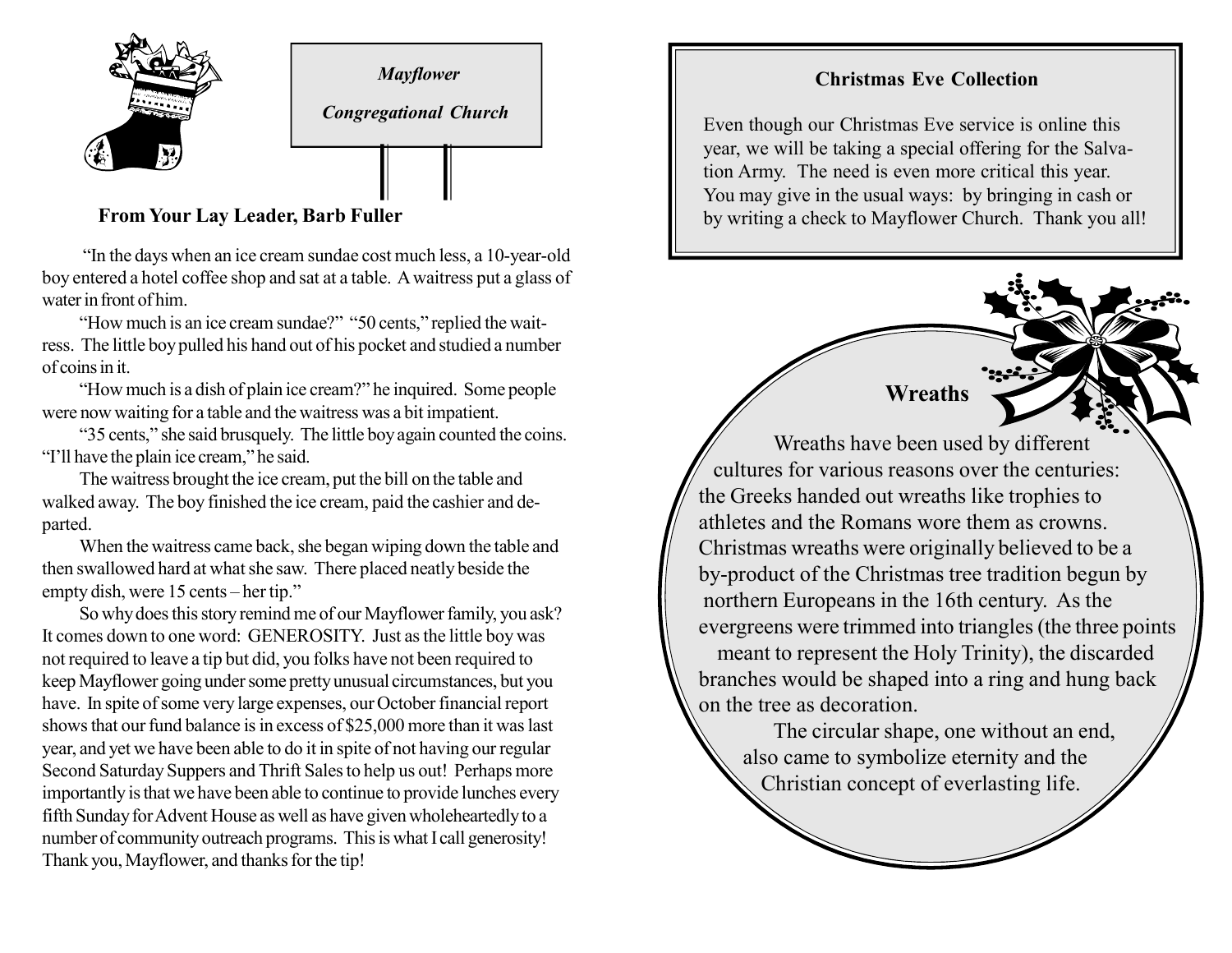*Mayflower*

*Congregational Church*

**From Your Lay Leader, Barb Fuller**

"In the days when an ice cream sundae cost much less, a 10-year-old boy entered a hotel coffee shop and sat at a table. A waitress put a glass of water in front of him.

"How much is an ice cream sundae?" "50 cents," replied the waitress. The little boy pulled his hand out of his pocket and studied a number of coins in it.

"How much is a dish of plain ice cream?" he inquired. Some people were now waiting for a table and the waitress was a bit impatient.

"35 cents," she said brusquely. The little boy again counted the coins. "I'll have the plain ice cream," he said.

The waitress brought the ice cream, put the bill on the table and walked away. The boy finished the ice cream, paid the cashier and departed.

When the waitress came back, she began wiping down the table and then swallowed hard at what she saw. There placed neatly beside the empty dish, were 15 cents – her tip."

So why does this story remind me of our Mayflower family, you ask? It comes down to one word: GENEROSITY. Just as the little boy was not required to leave a tip but did, you folks have not been required to keep Mayflower going under some pretty unusual circumstances, but you have. In spite of some very large expenses, our October financial report shows that our fund balance is in excess of $25,000 more than it was last year, and yet we have been able to do it in spite of not having our regular Second Saturday Suppers and Thrift Sales to help us out! Perhaps more importantly is that we have been able to continue to provide lunches every fifth Sunday for Advent House as well as have given wholeheartedly to a number of community outreach programs. This is what I call generosity! Thank you, Mayflower, and thanks for the tip!

**Christmas Eve Collection**

Even though our Christmas Eve service is online this year, we will be taking a special offering for the Salvation Army. The need is even more critical this year. You may give in the usual ways: by bringing in cash or by writing a check to Mayflower Church. Thank you all!

**Wreaths**

Wreaths have been used by different cultures for various reasons over the centuries: the Greeks handed out wreaths like trophies to athletes and the Romans wore them as crowns. Christmas wreaths were originally believed to be a by-product of the Christmas tree tradition begun by northern Europeans in the 16th century. As the evergreens were trimmed into triangles (the three points meant to represent the Holy Trinity), the discarded branches would be shaped into a ring and hung back on the tree as decoration.

The circular shape, one without an end, also came to symbolize eternity and the Christian concept of everlasting life.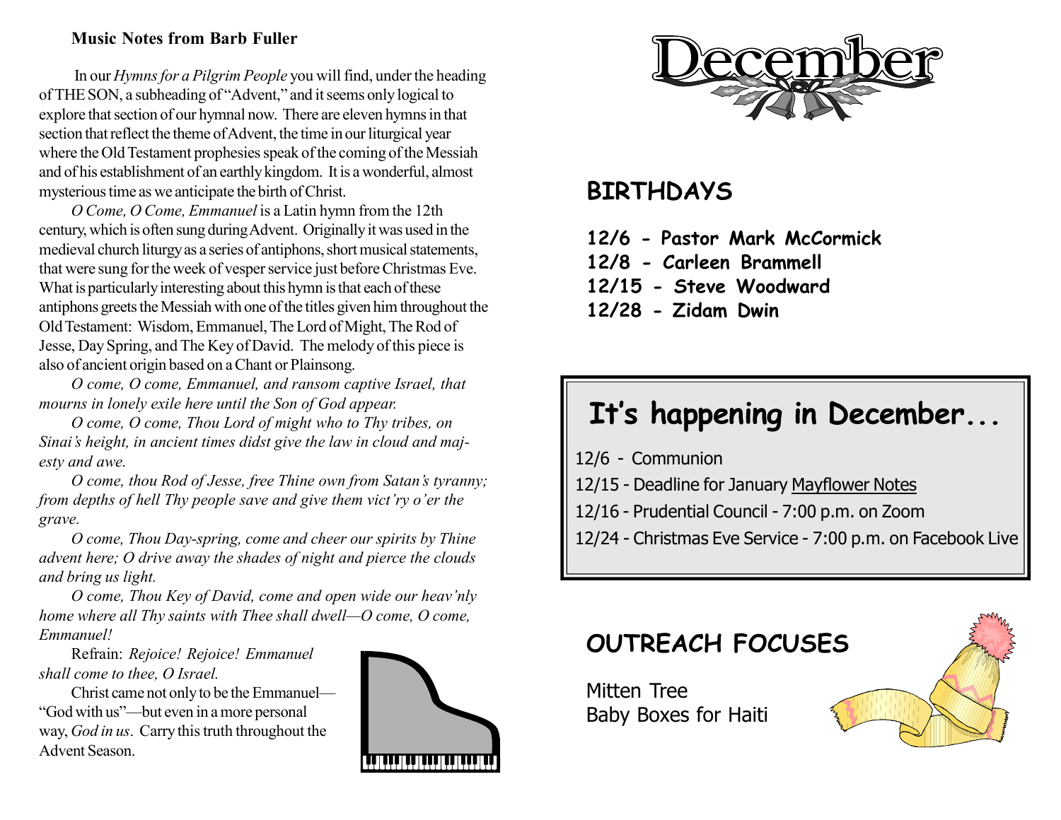## Music Notes from Barb Fuller

In our *Hymns for a Pilgrim People* you will find, under the heading of THE SON, a subheading of "Advent," and it seems only logical to explore that section of our hymnal now. There are eleven hymns in that section that reflect the theme of Advent, the time in our liturgical year where the Old Testament prophesies speak of the coming of the Messiah and of his establishment of an earthly kingdom. It is a wonderful, almost mysterious time as we anticipate the birth of Christ.

*O Come, O Come, Emmanuel* is a Latin hymn from the 12th century, which is often sung during Advent. Originally it was used in the medieval church liturgy as a series of antiphons, short musical statements, that were sung for the week of vesper service just before Christmas Eve. What is particularly interesting about this hymn is that each of these antiphons greets the Messiah with one of the titles given him throughout the Old Testament: Wisdom, Emmanuel, The Lord of Might, The Rod of Jesse, Day Spring, and The Key of David. The melody of this piece is also of ancient origin based on a Chant or Plainsong.

*O come, O come, Emmanuel, and ransom captive Israel, that mourns in lonely exile here until the Son of God appear.*

*O come, O come, Thou Lord of might who to Thy tribes, on Sinai's height, in ancient times didst give the law in cloud and majesty and awe.*

*O come, thou Rod of Jesse, free Thine own from Satan's tyranny; from depths of hell Thy people save and give them vict'ry o'er the grave.*

*O come, Thou Day-spring, come and cheer our spirits by Thine advent here; O drive away the shades of night and pierce the clouds and bring us light.*

*O come, Thou Key of David, come and open wide our heav'nly home where all Thy saints with Thee shall dwell—O come, O come, Emmanuel!*

Refrain: *Rejoice! Rejoice! Emmanuel shall come to thee, O Israel.*

Christ came not only to be the Emmanuel—"God with us"—but even in a more personal way, *God in us*. Carry this truth throughout the Advent Season.

# December

## BIRTHDAYS

**12/6 - Pastor Mark McCormick**
**12/8 - Carleen Brammell**
**12/15 - Steve Woodward**
**12/28 - Zidam Dwin**

## It's happening in December...

12/6 - Communion
12/15 - Deadline for January Mayflower Notes
12/16 - Prudential Council - 7:00 p.m. on Zoom
12/24 - Christmas Eve Service - 7:00 p.m. on Facebook Live

## OUTREACH FOCUSES

Mitten Tree
Baby Boxes for Haiti